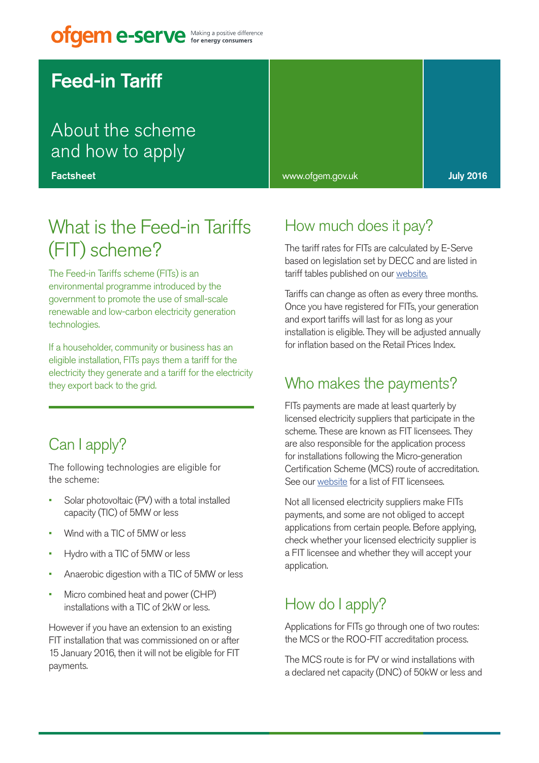ofgem e-serve Making a positive difference for energy consumers

# Feed-in Tariff

## About the scheme and how to apply

**Factsheet**

www.ofgem.gov.uk

**July 2016**

## What is the Feed-in Tariffs (FIT) scheme?

The Feed-in Tariffs scheme (FITs) is an environmental programme introduced by the government to promote the use of small-scale renewable and low-carbon electricity generation technologies.

If a householder, community or business has an eligible installation, FITs pays them a tariff for the electricity they generate and a tariff for the electricity they export back to the grid.

## Can I apply?

The following technologies are eligible for the scheme:

- Solar photovoltaic (PV) with a total installed capacity (TIC) of 5MW or less
- Wind with a TIC of 5MW or less
- Hydro with a TIC of 5MW or less
- Anaerobic digestion with a TIC of 5MW or less
- Micro combined heat and power (CHP) installations with a TIC of 2kW or less.

However if you have an extension to an existing FIT installation that was commissioned on or after 15 January 2016, then it will not be eligible for FIT payments.

## How much does it pay?

The tariff rates for FITs are calculated by E-Serve based on legislation set by DECC and are listed in tariff tables published on our website.

Tariffs can change as often as every three months. Once you have registered for FITs, your generation and export tariffs will last for as long as your installation is eligible. They will be adjusted annually for inflation based on the Retail Prices Index.

## Who makes the payments?

FITs payments are made at least quarterly by licensed electricity suppliers that participate in the scheme. These are known as FIT licensees. They are also responsible for the application process for installations following the Micro-generation Certification Scheme (MCS) route of accreditation. See our website for a list of FIT licensees.

Not all licensed electricity suppliers make FITs payments, and some are not obliged to accept applications from certain people. Before applying, check whether your licensed electricity supplier is a FIT licensee and whether they will accept your application.

## How do I apply?

Applications for FITs go through one of two routes: the MCS or the ROO-FIT accreditation process.

The MCS route is for PV or wind installations with a declared net capacity (DNC) of 50kW or less and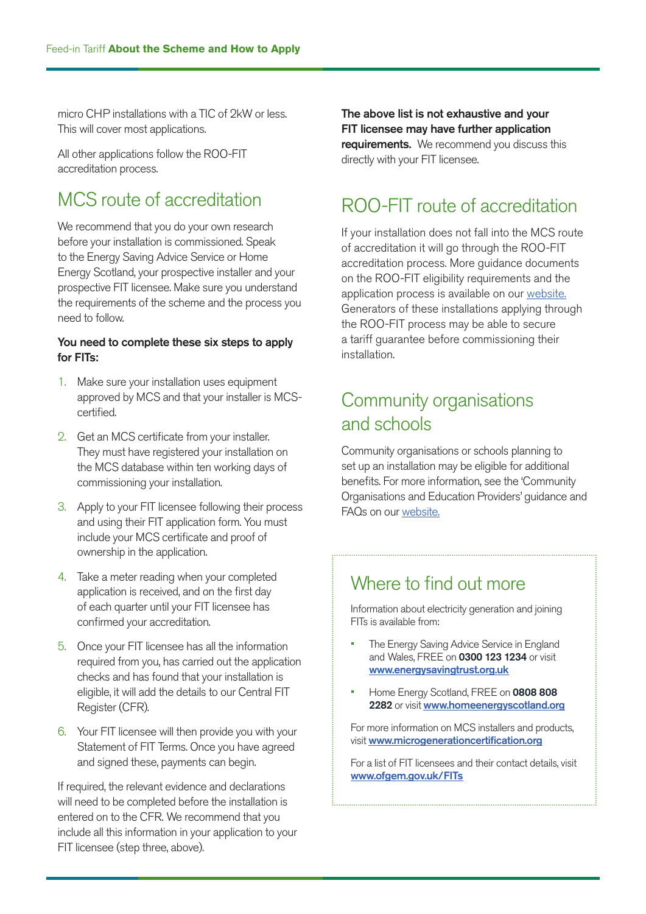micro CHP installations with a TIC of 2kW or less. This will cover most applications.

All other applications follow the ROO-FIT accreditation process.

## MCS route of accreditation

We recommend that you do your own research before your installation is commissioned. Speak to the Energy Saving Advice Service or Home Energy Scotland, your prospective installer and your prospective FIT licensee. Make sure you understand the requirements of the scheme and the process you need to follow.

**You need to complete these six steps to apply for FITs:**

1. Make sure your installation uses equipment approved by MCS and that your installer is MCS-certified.
2. Get an MCS certificate from your installer. They must have registered your installation on the MCS database within ten working days of commissioning your installation.
3. Apply to your FIT licensee following their process and using their FIT application form. You must include your MCS certificate and proof of ownership in the application.
4. Take a meter reading when your completed application is received, and on the first day of each quarter until your FIT licensee has confirmed your accreditation.
5. Once your FIT licensee has all the information required from you, has carried out the application checks and has found that your installation is eligible, it will add the details to our Central FIT Register (CFR).
6. Your FIT licensee will then provide you with your Statement of FIT Terms. Once you have agreed and signed these, payments can begin.

If required, the relevant evidence and declarations will need to be completed before the installation is entered on to the CFR. We recommend that you include all this information in your application to your FIT licensee (step three, above).

**The above list is not exhaustive and your FIT licensee may have further application requirements.** We recommend you discuss this directly with your FIT licensee.

## ROO-FIT route of accreditation

If your installation does not fall into the MCS route of accreditation it will go through the ROO-FIT accreditation process. More guidance documents on the ROO-FIT eligibility requirements and the application process is available on our website. Generators of these installations applying through the ROO-FIT process may be able to secure a tariff guarantee before commissioning their installation.

## Community organisations and schools

Community organisations or schools planning to set up an installation may be eligible for additional benefits. For more information, see the 'Community Organisations and Education Providers' guidance and FAQs on our website.

## Where to find out more

Information about electricity generation and joining FITs is available from:

- The Energy Saving Advice Service in England and Wales, FREE on **0300 123 1234** or visit **www.energysavingtrust.org.uk**
- Home Energy Scotland, FREE on **0808 808 2282** or visit **www.homeenergyscotland.org**

For more information on MCS installers and products, visit **www.microgenerationcertification.org**

For a list of FIT licensees and their contact details, visit **www.ofgem.gov.uk/FITs**